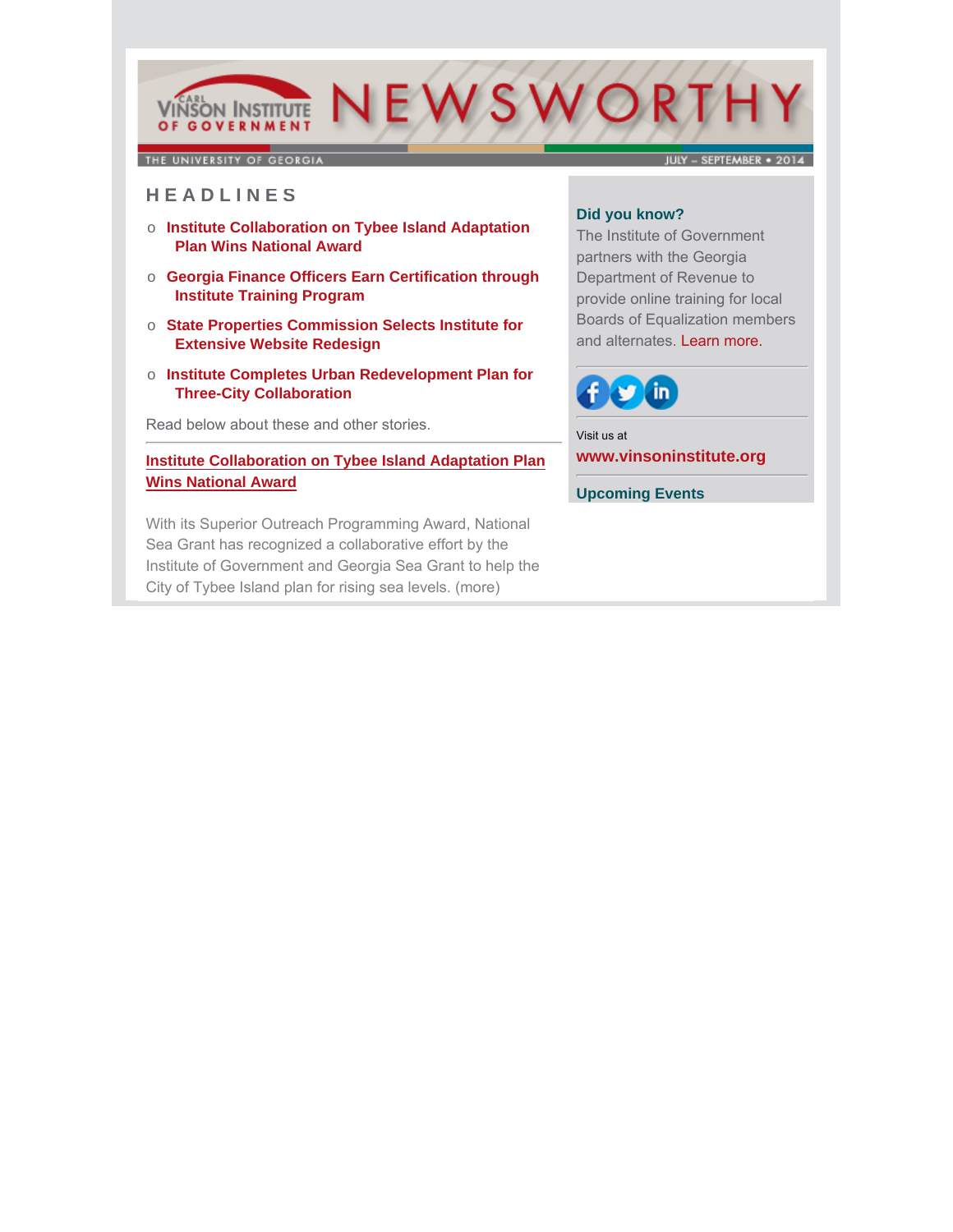# CARL VINSON INSTITUTE OF GOVERNMENT — NEWSWORTHY

THE UNIVERSITY OF GEORGIA

JULY – SEPTEMBER • 2014

## HEADLINES

- **Institute Collaboration on Tybee Island Adaptation Plan Wins National Award**
- **Georgia Finance Officers Earn Certification through Institute Training Program**
- **State Properties Commission Selects Institute for Extensive Website Redesign**
- **Institute Completes Urban Redevelopment Plan for Three-City Collaboration**

Read below about these and other stories.

---

### Institute Collaboration on Tybee Island Adaptation Plan Wins National Award

With its Superior Outreach Programming Award, National Sea Grant has recognized a collaborative effort by the Institute of Government and Georgia Sea Grant to help the City of Tybee Island plan for rising sea levels. (more)

---

**Did you know?**

The Institute of Government partners with the Georgia Department of Revenue to provide online training for local Boards of Equalization members and alternates. Learn more.

---

Visit us at

**www.vinsoninstitute.org**

---

**Upcoming Events**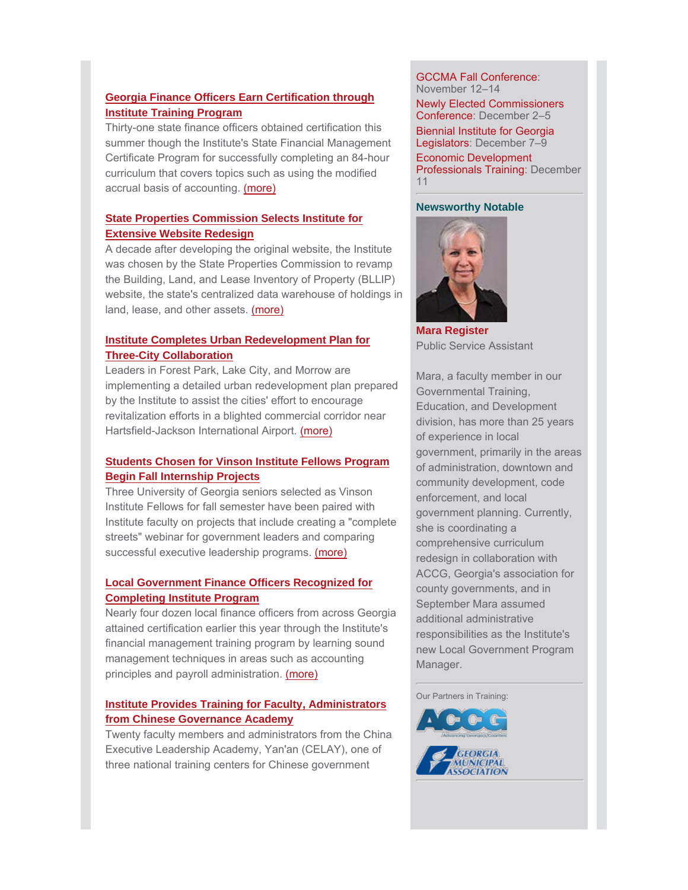### Georgia Finance Officers Earn Certification through Institute Training Program

Thirty-one state finance officers obtained certification this summer though the Institute's State Financial Management Certificate Program for successfully completing an 84-hour curriculum that covers topics such as using the modified accrual basis of accounting. (more)

### State Properties Commission Selects Institute for Extensive Website Redesign

A decade after developing the original website, the Institute was chosen by the State Properties Commission to revamp the Building, Land, and Lease Inventory of Property (BLLIP) website, the state's centralized data warehouse of holdings in land, lease, and other assets. (more)

### Institute Completes Urban Redevelopment Plan for Three-City Collaboration

Leaders in Forest Park, Lake City, and Morrow are implementing a detailed urban redevelopment plan prepared by the Institute to assist the cities' effort to encourage revitalization efforts in a blighted commercial corridor near Hartsfield-Jackson International Airport. (more)

### Students Chosen for Vinson Institute Fellows Program Begin Fall Internship Projects

Three University of Georgia seniors selected as Vinson Institute Fellows for fall semester have been paired with Institute faculty on projects that include creating a "complete streets" webinar for government leaders and comparing successful executive leadership programs. (more)

### Local Government Finance Officers Recognized for Completing Institute Program

Nearly four dozen local finance officers from across Georgia attained certification earlier this year through the Institute's financial management training program by learning sound management techniques in areas such as accounting principles and payroll administration. (more)

### Institute Provides Training for Faculty, Administrators from Chinese Governance Academy

Twenty faculty members and administrators from the China Executive Leadership Academy, Yan'an (CELAY), one of three national training centers for Chinese government

GCCMA Fall Conference: November 12–14

Newly Elected Commissioners Conference: December 2–5

Biennial Institute for Georgia Legislators: December 7–9

Economic Development Professionals Training: December 11

---

### Newsworthy Notable

**Mara Register**
Public Service Assistant

Mara, a faculty member in our Governmental Training, Education, and Development division, has more than 25 years of experience in local government, primarily in the areas of administration, downtown and community development, code enforcement, and local government planning. Currently, she is coordinating a comprehensive curriculum redesign in collaboration with ACCG, Georgia's association for county governments, and in September Mara assumed additional administrative responsibilities as the Institute's new Local Government Program Manager.

---

Our Partners in Training: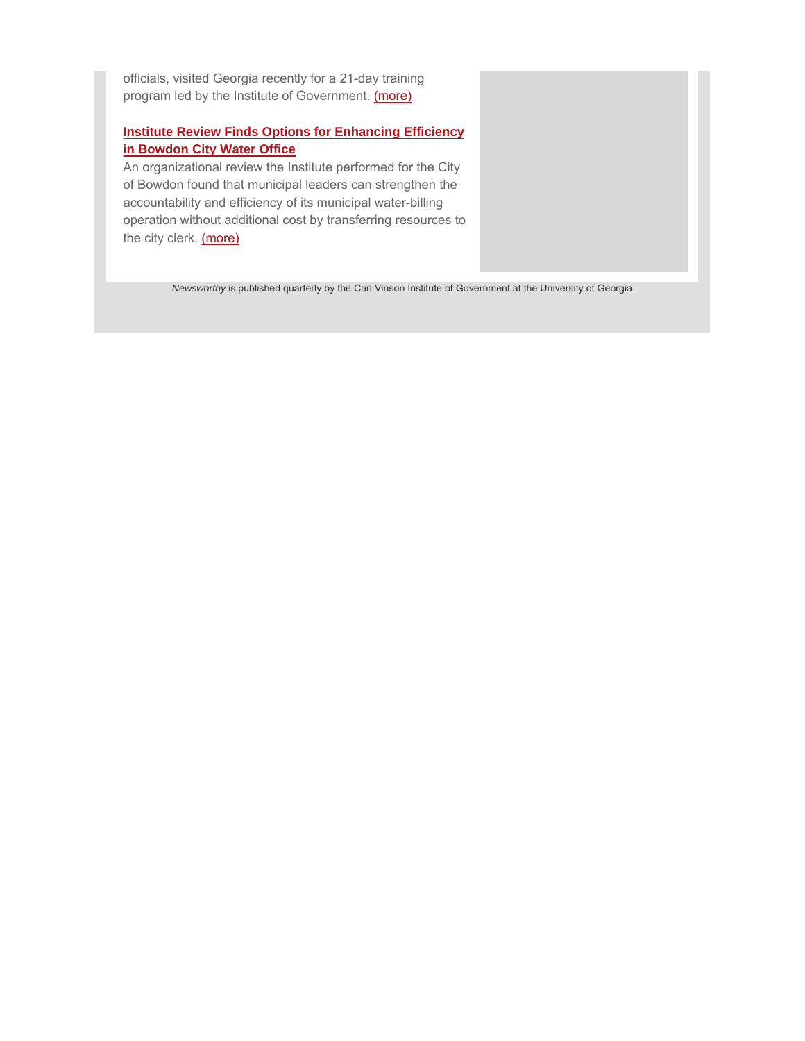officials, visited Georgia recently for a 21-day training program led by the Institute of Government. (more)

### Institute Review Finds Options for Enhancing Efficiency in Bowdon City Water Office

An organizational review the Institute performed for the City of Bowdon found that municipal leaders can strengthen the accountability and efficiency of its municipal water-billing operation without additional cost by transferring resources to the city clerk. (more)

*Newsworthy* is published quarterly by the Carl Vinson Institute of Government at the University of Georgia.